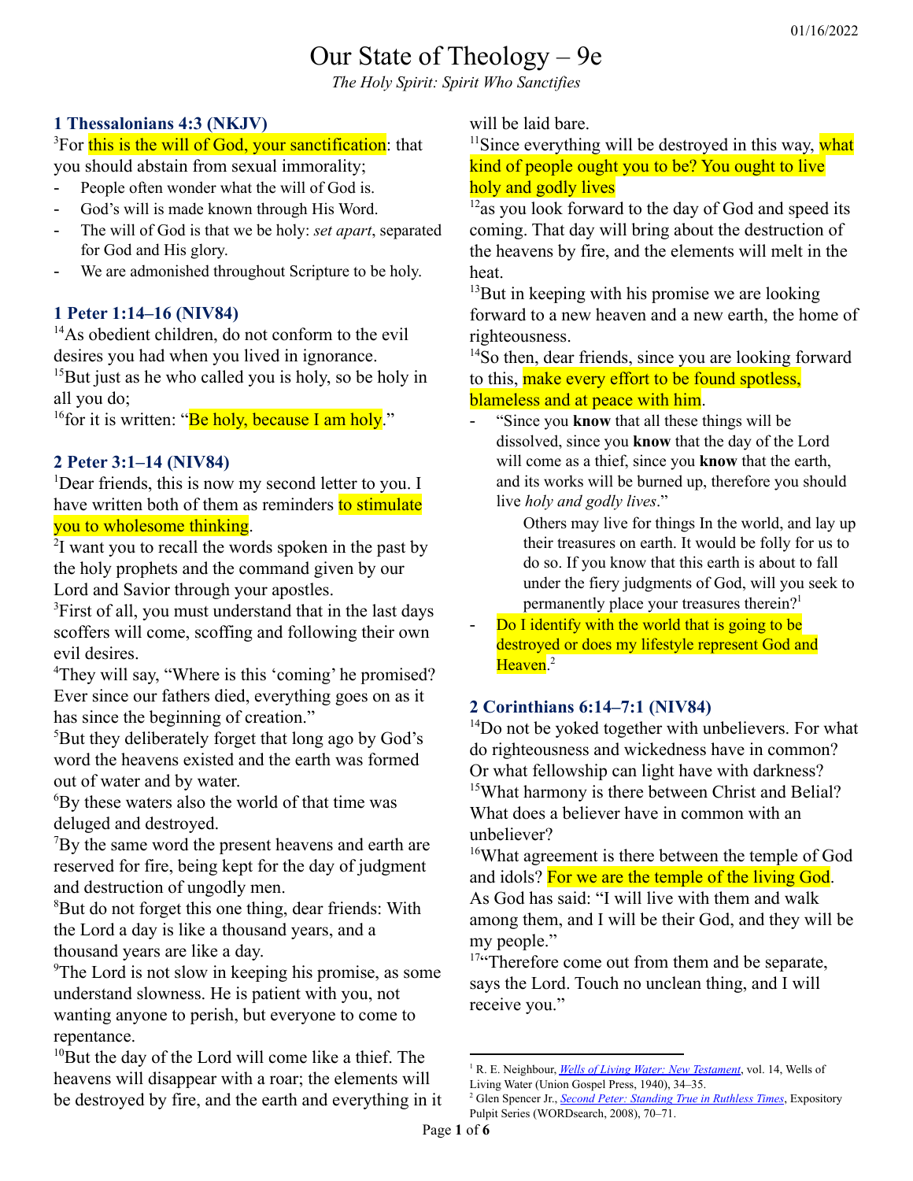01/16/2022

# Our State of Theology – 9e

*The Holy Spirit: Spirit Who Sanctifies*

### 1 Thessalonians 4:3 (NKJV)

[3]For this is the will of God, your sanctification: that you should abstain from sexual immorality;

- People often wonder what the will of God is.
- God's will is made known through His Word.
- The will of God is that we be holy: *set apart*, separated for God and His glory.
- We are admonished throughout Scripture to be holy.

### 1 Peter 1:14–16 (NIV84)

[14]As obedient children, do not conform to the evil desires you had when you lived in ignorance.
[15]But just as he who called you is holy, so be holy in all you do;
[16]for it is written: "Be holy, because I am holy."

### 2 Peter 3:1–14 (NIV84)

[1]Dear friends, this is now my second letter to you. I have written both of them as reminders to stimulate you to wholesome thinking.
[2]I want you to recall the words spoken in the past by the holy prophets and the command given by our Lord and Savior through your apostles.
[3]First of all, you must understand that in the last days scoffers will come, scoffing and following their own evil desires.
[4]They will say, "Where is this 'coming' he promised? Ever since our fathers died, everything goes on as it has since the beginning of creation."
[5]But they deliberately forget that long ago by God's word the heavens existed and the earth was formed out of water and by water.
[6]By these waters also the world of that time was deluged and destroyed.
[7]By the same word the present heavens and earth are reserved for fire, being kept for the day of judgment and destruction of ungodly men.
[8]But do not forget this one thing, dear friends: With the Lord a day is like a thousand years, and a thousand years are like a day.
[9]The Lord is not slow in keeping his promise, as some understand slowness. He is patient with you, not wanting anyone to perish, but everyone to come to repentance.
[10]But the day of the Lord will come like a thief. The heavens will disappear with a roar; the elements will be destroyed by fire, and the earth and everything in it will be laid bare.
[11]Since everything will be destroyed in this way, what kind of people ought you to be? You ought to live holy and godly lives
[12]as you look forward to the day of God and speed its coming. That day will bring about the destruction of the heavens by fire, and the elements will melt in the heat.
[13]But in keeping with his promise we are looking forward to a new heaven and a new earth, the home of righteousness.
[14]So then, dear friends, since you are looking forward to this, make every effort to be found spotless, blameless and at peace with him.

- "Since you **know** that all these things will be dissolved, since you **know** that the day of the Lord will come as a thief, since you **know** that the earth, and its works will be burned up, therefore you should live *holy and godly lives*."

  > Others may live for things In the world, and lay up their treasures on earth. It would be folly for us to do so. If you know that this earth is about to fall under the fiery judgments of God, will you seek to permanently place your treasures therein?[1]

- Do I identify with the world that is going to be destroyed or does my lifestyle represent God and Heaven.[2]

### 2 Corinthians 6:14–7:1 (NIV84)

[14]Do not be yoked together with unbelievers. For what do righteousness and wickedness have in common? Or what fellowship can light have with darkness?
[15]What harmony is there between Christ and Belial? What does a believer have in common with an unbeliever?
[16]What agreement is there between the temple of God and idols? For we are the temple of the living God. As God has said: "I will live with them and walk among them, and I will be their God, and they will be my people."
[17]"Therefore come out from them and be separate, says the Lord. Touch no unclean thing, and I will receive you."

---

[1] R. E. Neighbour, *Wells of Living Water: New Testament*, vol. 14, Wells of Living Water (Union Gospel Press, 1940), 34–35.
[2] Glen Spencer Jr., *Second Peter: Standing True in Ruthless Times*, Expository Pulpit Series (WORDsearch, 2008), 70–71.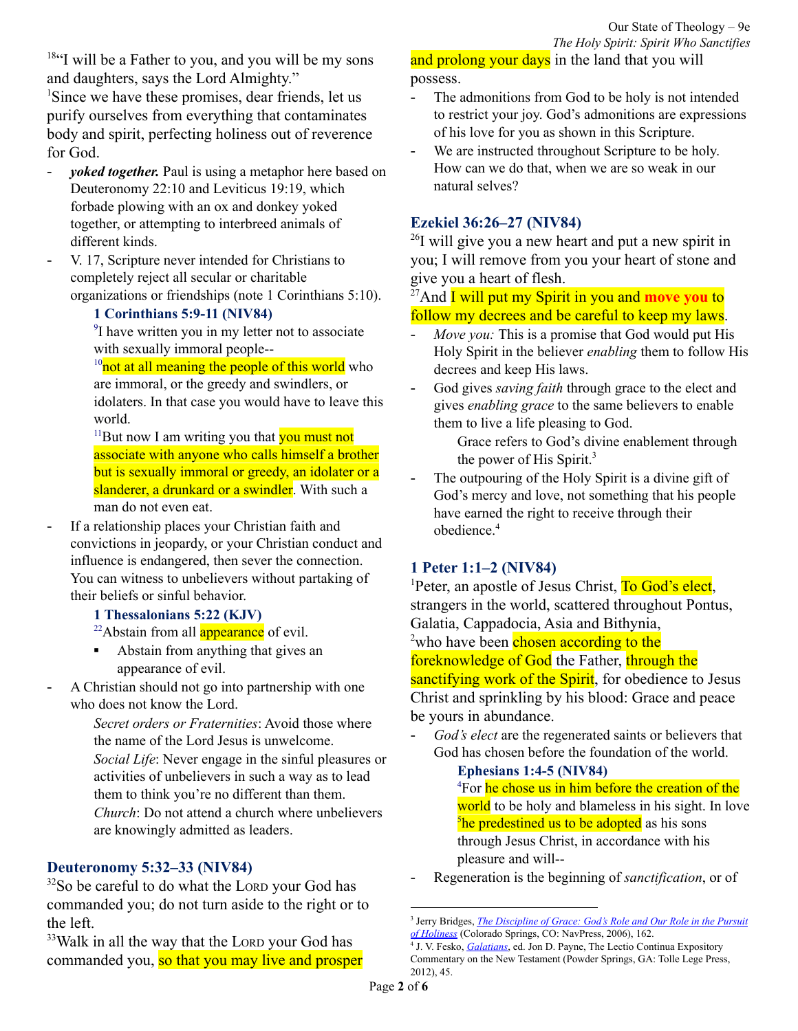[18]"I will be a Father to you, and you will be my sons and daughters, says the Lord Almighty."
[1]Since we have these promises, dear friends, let us purify ourselves from everything that contaminates body and spirit, perfecting holiness out of reverence for God.

- ***yoked together.*** Paul is using a metaphor here based on Deuteronomy 22:10 and Leviticus 19:19, which forbade plowing with an ox and donkey yoked together, or attempting to interbreed animals of different kinds.
- V. 17, Scripture never intended for Christians to completely reject all secular or charitable organizations or friendships (note 1 Corinthians 5:10).

  **1 Corinthians 5:9-11 (NIV84)**
  [9]I have written you in my letter not to associate with sexually immoral people--
  [10]not at all meaning the people of this world who are immoral, or the greedy and swindlers, or idolaters. In that case you would have to leave this world.
  [11]But now I am writing you that you must not associate with anyone who calls himself a brother but is sexually immoral or greedy, an idolater or a slanderer, a drunkard or a swindler. With such a man do not even eat.

- If a relationship places your Christian faith and convictions in jeopardy, or your Christian conduct and influence is endangered, then sever the connection. You can witness to unbelievers without partaking of their beliefs or sinful behavior.

  **1 Thessalonians 5:22 (KJV)**
  [22]Abstain from all appearance of evil.

  - Abstain from anything that gives an appearance of evil.

- A Christian should not go into partnership with one who does not know the Lord.

  *Secret orders or Fraternities*: Avoid those where the name of the Lord Jesus is unwelcome.
  *Social Life*: Never engage in the sinful pleasures or activities of unbelievers in such a way as to lead them to think you're no different than them.
  *Church*: Do not attend a church where unbelievers are knowingly admitted as leaders.

### Deuteronomy 5:32–33 (NIV84)

[32]So be careful to do what the LORD your God has commanded you; do not turn aside to the right or to the left.
[33]Walk in all the way that the LORD your God has commanded you, so that you may live and prosper and prolong your days in the land that you will possess.

- The admonitions from God to be holy is not intended to restrict your joy. God's admonitions are expressions of his love for you as shown in this Scripture.
- We are instructed throughout Scripture to be holy. How can we do that, when we are so weak in our natural selves?

### Ezekiel 36:26–27 (NIV84)

[26]I will give you a new heart and put a new spirit in you; I will remove from you your heart of stone and give you a heart of flesh.
[27]And I will put my Spirit in you and **move you** to follow my decrees and be careful to keep my laws.

- *Move you:* This is a promise that God would put His Holy Spirit in the believer *enabling* them to follow His decrees and keep His laws.
- God gives *saving faith* through grace to the elect and gives *enabling grace* to the same believers to enable them to live a life pleasing to God.

  Grace refers to God's divine enablement through the power of His Spirit.[3]

- The outpouring of the Holy Spirit is a divine gift of God's mercy and love, not something that his people have earned the right to receive through their obedience.[4]

### 1 Peter 1:1–2 (NIV84)

[1]Peter, an apostle of Jesus Christ, To God's elect, strangers in the world, scattered throughout Pontus, Galatia, Cappadocia, Asia and Bithynia,
[2]who have been chosen according to the foreknowledge of God the Father, through the sanctifying work of the Spirit, for obedience to Jesus Christ and sprinkling by his blood: Grace and peace be yours in abundance.

- *God's elect* are the regenerated saints or believers that God has chosen before the foundation of the world.

  **Ephesians 1:4-5 (NIV84)**
  [4]For he chose us in him before the creation of the world to be holy and blameless in his sight. In love [5]he predestined us to be adopted as his sons through Jesus Christ, in accordance with his pleasure and will--

- Regeneration is the beginning of *sanctification*, or of

---

[3] Jerry Bridges, *The Discipline of Grace: God's Role and Our Role in the Pursuit of Holiness* (Colorado Springs, CO: NavPress, 2006), 162.
[4] J. V. Fesko, *Galatians*, ed. Jon D. Payne, The Lectio Continua Expository Commentary on the New Testament (Powder Springs, GA: Tolle Lege Press, 2012), 45.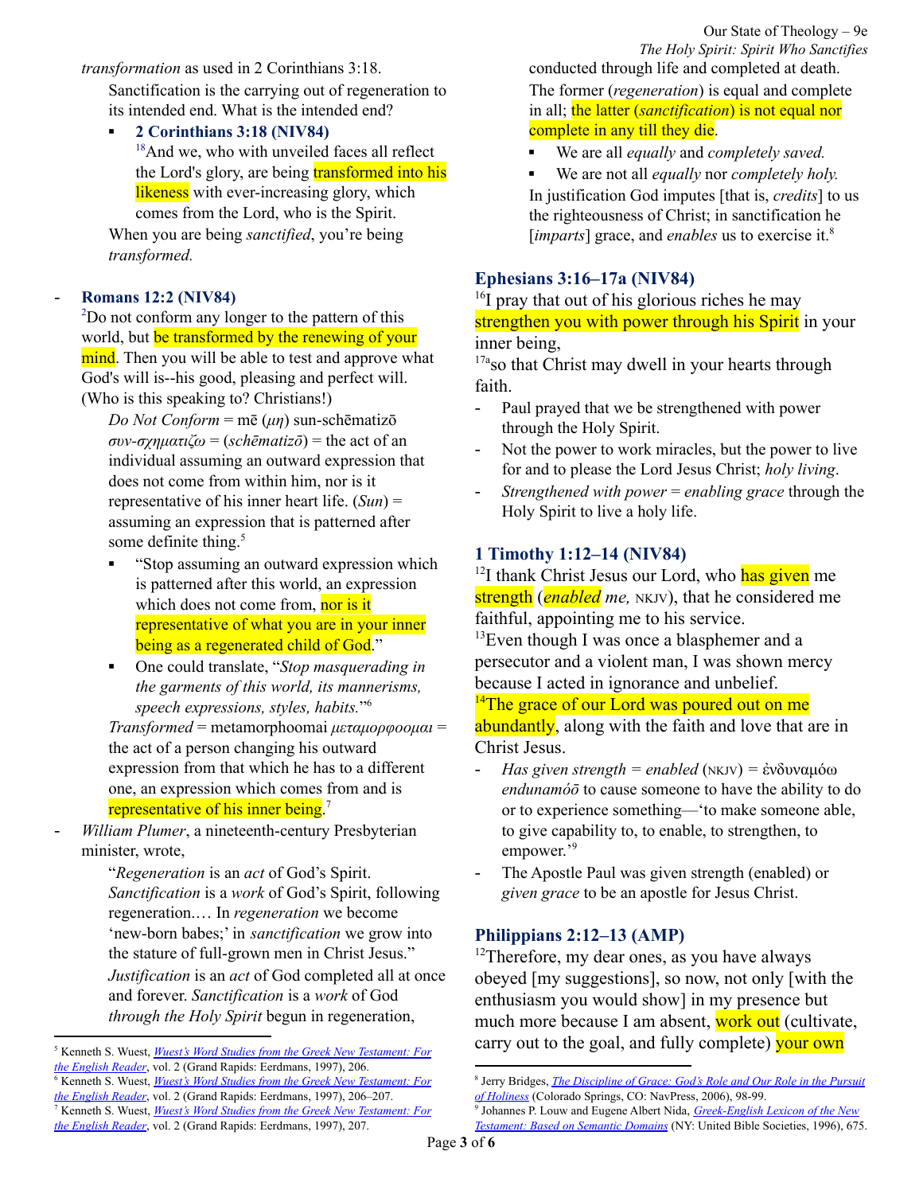*transformation* as used in 2 Corinthians 3:18.

Sanctification is the carrying out of regeneration to its intended end. What is the intended end?

- **2 Corinthians 3:18 (NIV84)**
  [18]And we, who with unveiled faces all reflect the Lord's glory, are being transformed into his likeness with ever-increasing glory, which comes from the Lord, who is the Spirit.

When you are being *sanctified*, you're being *transformed.*

- **Romans 12:2 (NIV84)**
  [2]Do not conform any longer to the pattern of this world, but be transformed by the renewing of your mind. Then you will be able to test and approve what God's will is--his good, pleasing and perfect will. (Who is this speaking to? Christians!)

  *Do Not Conform* = mē (*μη*) sun-schēmatizō *συν-σχηματιζω* = (*schēmatizō*) = the act of an individual assuming an outward expression that does not come from within him, nor is it representative of his inner heart life. (*Sun*) = assuming an expression that is patterned after some definite thing.[5]

  - "Stop assuming an outward expression which is patterned after this world, an expression which does not come from, nor is it representative of what you are in your inner being as a regenerated child of God."
  - One could translate, "*Stop masquerading in the garments of this world, its mannerisms, speech expressions, styles, habits.*"[6]

  *Transformed* = metamorphoomai *μεταμορφοομαι* = the act of a person changing his outward expression from that which he has to a different one, an expression which comes from and is representative of his inner being.[7]

- *William Plumer*, a nineteenth-century Presbyterian minister, wrote,

  "*Regeneration* is an *act* of God's Spirit. *Sanctification* is a *work* of God's Spirit, following regeneration.… In *regeneration* we become 'new-born babes;' in *sanctification* we grow into the stature of full-grown men in Christ Jesus."

  *Justification* is an *act* of God completed all at once and forever. *Sanctification* is a *work* of God *through the Holy Spirit* begun in regeneration, conducted through life and completed at death.

  The former (*regeneration*) is equal and complete in all; the latter (*sanctification*) is not equal nor complete in any till they die.

  - We are all *equally* and *completely saved.*
  - We are not all *equally* nor *completely holy.*

  In justification God imputes [that is, *credits*] to us the righteousness of Christ; in sanctification he [*imparts*] grace, and *enables* us to exercise it.[8]

## Ephesians 3:16–17a (NIV84)

[16]I pray that out of his glorious riches he may strengthen you with power through his Spirit in your inner being,

[17a]so that Christ may dwell in your hearts through faith.

- Paul prayed that we be strengthened with power through the Holy Spirit.
- Not the power to work miracles, but the power to live for and to please the Lord Jesus Christ; *holy living*.
- *Strengthened with power* = *enabling grace* through the Holy Spirit to live a holy life.

## 1 Timothy 1:12–14 (NIV84)

[12]I thank Christ Jesus our Lord, who has given me strength (*enabled me,* NKJV), that he considered me faithful, appointing me to his service.

[13]Even though I was once a blasphemer and a persecutor and a violent man, I was shown mercy because I acted in ignorance and unbelief.

[14]The grace of our Lord was poured out on me abundantly, along with the faith and love that are in Christ Jesus.

- *Has given strength = enabled* (NKJV) = ἐνδυναμόω *endunamóō* to cause someone to have the ability to do or to experience something—'to make someone able, to give capability to, to enable, to strengthen, to empower.'[9]
- The Apostle Paul was given strength (enabled) or *given grace* to be an apostle for Jesus Christ.

## Philippians 2:12–13 (AMP)

[12]Therefore, my dear ones, as you have always obeyed [my suggestions], so now, not only [with the enthusiasm you would show] in my presence but much more because I am absent, work out (cultivate, carry out to the goal, and fully complete) your own

---

[5] Kenneth S. Wuest, *Wuest's Word Studies from the Greek New Testament: For the English Reader*, vol. 2 (Grand Rapids: Eerdmans, 1997), 206.
[6] Kenneth S. Wuest, *Wuest's Word Studies from the Greek New Testament: For the English Reader*, vol. 2 (Grand Rapids: Eerdmans, 1997), 206–207.
[7] Kenneth S. Wuest, *Wuest's Word Studies from the Greek New Testament: For the English Reader*, vol. 2 (Grand Rapids: Eerdmans, 1997), 207.
[8] Jerry Bridges, *The Discipline of Grace: God's Role and Our Role in the Pursuit of Holiness* (Colorado Springs, CO: NavPress, 2006), 98-99.
[9] Johannes P. Louw and Eugene Albert Nida, *Greek-English Lexicon of the New Testament: Based on Semantic Domains* (NY: United Bible Societies, 1996), 675.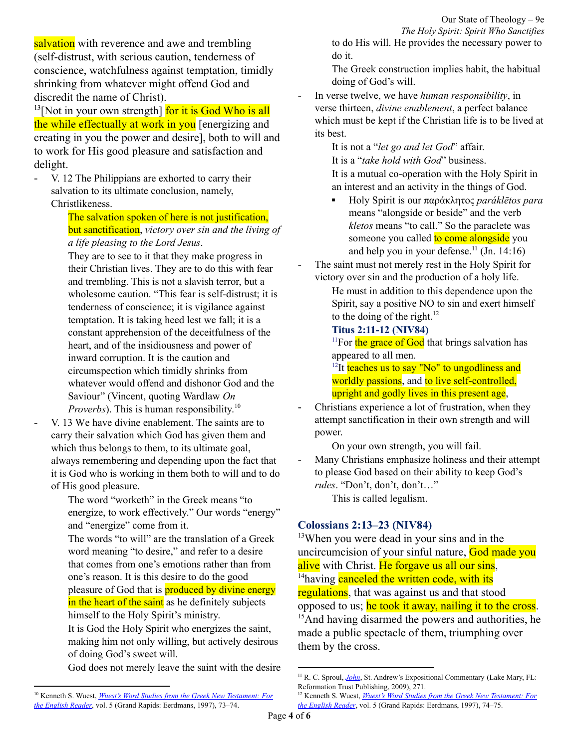salvation with reverence and awe and trembling (self-distrust, with serious caution, tenderness of conscience, watchfulness against temptation, timidly shrinking from whatever might offend God and discredit the name of Christ).

[13][Not in your own strength] for it is God Who is all the while effectually at work in you [energizing and creating in you the power and desire], both to will and to work for His good pleasure and satisfaction and delight.

- V. 12 The Philippians are exhorted to carry their salvation to its ultimate conclusion, namely, Christlikeness.

  The salvation spoken of here is not justification, but sanctification, *victory over sin and the living of a life pleasing to the Lord Jesus*.

  They are to see to it that they make progress in their Christian lives. They are to do this with fear and trembling. This is not a slavish terror, but a wholesome caution. "This fear is self-distrust; it is tenderness of conscience; it is vigilance against temptation. It is taking heed lest we fall; it is a constant apprehension of the deceitfulness of the heart, and of the insidiousness and power of inward corruption. It is the caution and circumspection which timidly shrinks from whatever would offend and dishonor God and the Saviour" (Vincent, quoting Wardlaw *On Proverbs*). This is human responsibility.[10]

- V. 13 We have divine enablement. The saints are to carry their salvation which God has given them and which thus belongs to them, to its ultimate goal, always remembering and depending upon the fact that it is God who is working in them both to will and to do of His good pleasure.

  The word "worketh" in the Greek means "to energize, to work effectively." Our words "energy" and "energize" come from it.

  The words "to will" are the translation of a Greek word meaning "to desire," and refer to a desire that comes from one's emotions rather than from one's reason. It is this desire to do the good pleasure of God that is produced by divine energy in the heart of the saint as he definitely subjects himself to the Holy Spirit's ministry.

  It is God the Holy Spirit who energizes the saint, making him not only willing, but actively desirous of doing God's sweet will.

  God does not merely leave the saint with the desire to do His will. He provides the necessary power to do it.

  The Greek construction implies habit, the habitual doing of God's will.

- In verse twelve, we have *human responsibility*, in verse thirteen, *divine enablement*, a perfect balance which must be kept if the Christian life is to be lived at its best.

  It is not a "*let go and let God*" affair.

  It is a "*take hold with God*" business.

  It is a mutual co-operation with the Holy Spirit in an interest and an activity in the things of God.

  - Holy Spirit is our παράκλητος *paráklētos para* means "alongside or beside" and the verb *kletos* means "to call." So the paraclete was someone you called to come alongside you and help you in your defense.[11] (Jn. 14:16)

- The saint must not merely rest in the Holy Spirit for victory over sin and the production of a holy life.

  He must in addition to this dependence upon the Spirit, say a positive NO to sin and exert himself to the doing of the right.[12]

  **Titus 2:11-12 (NIV84)**

  [11]For the grace of God that brings salvation has appeared to all men.

  [12]It teaches us to say "No" to ungodliness and worldly passions, and to live self-controlled, upright and godly lives in this present age,

- Christians experience a lot of frustration, when they attempt sanctification in their own strength and will power.

  On your own strength, you will fail.

- Many Christians emphasize holiness and their attempt to please God based on their ability to keep God's *rules*. "Don't, don't, don't…"

  This is called legalism.

## Colossians 2:13–23 (NIV84)

[13]When you were dead in your sins and in the uncircumcision of your sinful nature, God made you alive with Christ. He forgave us all our sins, [14]having canceled the written code, with its regulations, that was against us and that stood opposed to us; he took it away, nailing it to the cross. [15]And having disarmed the powers and authorities, he made a public spectacle of them, triumphing over them by the cross.

---

[10] Kenneth S. Wuest, *Wuest's Word Studies from the Greek New Testament: For the English Reader*, vol. 5 (Grand Rapids: Eerdmans, 1997), 73–74.

[11] R. C. Sproul, *John*, St. Andrew's Expositional Commentary (Lake Mary, FL: Reformation Trust Publishing, 2009), 271.

[12] Kenneth S. Wuest, *Wuest's Word Studies from the Greek New Testament: For the English Reader*, vol. 5 (Grand Rapids: Eerdmans, 1997), 74–75.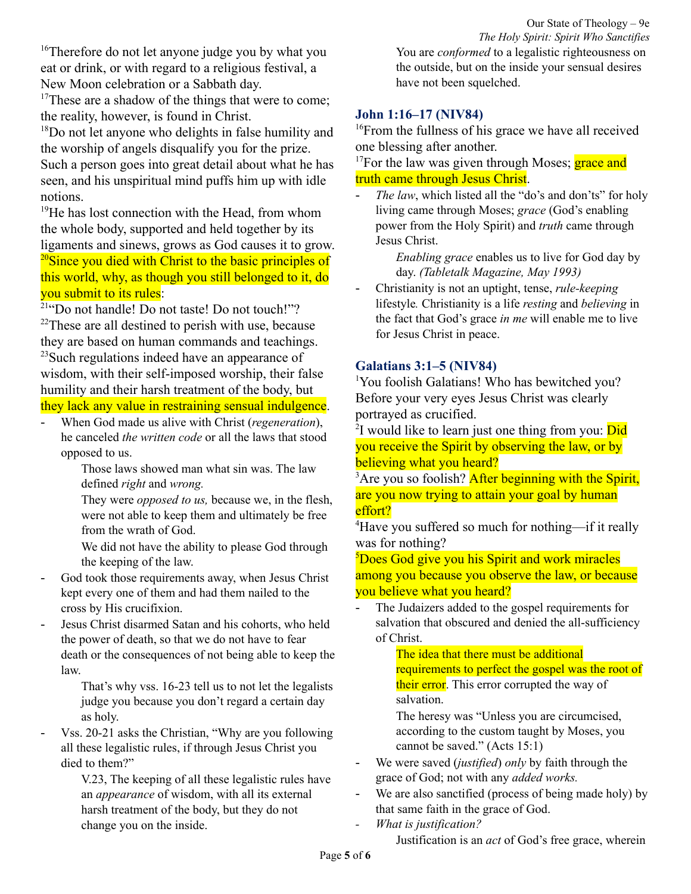[16]Therefore do not let anyone judge you by what you eat or drink, or with regard to a religious festival, a New Moon celebration or a Sabbath day.
[17]These are a shadow of the things that were to come; the reality, however, is found in Christ.
[18]Do not let anyone who delights in false humility and the worship of angels disqualify you for the prize. Such a person goes into great detail about what he has seen, and his unspiritual mind puffs him up with idle notions.
[19]He has lost connection with the Head, from whom the whole body, supported and held together by its ligaments and sinews, grows as God causes it to grow.
[20]Since you died with Christ to the basic principles of this world, why, as though you still belonged to it, do you submit to its rules:
[21]"Do not handle! Do not taste! Do not touch!"?
[22]These are all destined to perish with use, because they are based on human commands and teachings.
[23]Such regulations indeed have an appearance of wisdom, with their self-imposed worship, their false humility and their harsh treatment of the body, but they lack any value in restraining sensual indulgence.

- When God made us alive with Christ (*regeneration*), he canceled *the written code* or all the laws that stood opposed to us.
    - Those laws showed man what sin was. The law defined *right* and *wrong.*
    - They were *opposed to us,* because we, in the flesh, were not able to keep them and ultimately be free from the wrath of God.
    - We did not have the ability to please God through the keeping of the law.
- God took those requirements away, when Jesus Christ kept every one of them and had them nailed to the cross by His crucifixion.
- Jesus Christ disarmed Satan and his cohorts, who held the power of death, so that we do not have to fear death or the consequences of not being able to keep the law.
    - That's why vss. 16-23 tell us to not let the legalists judge you because you don't regard a certain day as holy.
- Vss. 20-21 asks the Christian, "Why are you following all these legalistic rules, if through Jesus Christ you died to them?"
    - V.23, The keeping of all these legalistic rules have an *appearance* of wisdom, with all its external harsh treatment of the body, but they do not change you on the inside.
    - You are *conformed* to a legalistic righteousness on the outside, but on the inside your sensual desires have not been squelched.

### John 1:16–17 (NIV84)

[16]From the fullness of his grace we have all received one blessing after another.
[17]For the law was given through Moses; grace and truth came through Jesus Christ.

- *The law*, which listed all the "do's and don'ts" for holy living came through Moses; *grace* (God's enabling power from the Holy Spirit) and *truth* came through Jesus Christ.
    - *Enabling grace* enables us to live for God day by day. *(Tabletalk Magazine, May 1993)*
- Christianity is not an uptight, tense, *rule-keeping* lifestyle*.* Christianity is a life *resting* and *believing* in the fact that God's grace *in me* will enable me to live for Jesus Christ in peace.

### Galatians 3:1–5 (NIV84)

[1]You foolish Galatians! Who has bewitched you? Before your very eyes Jesus Christ was clearly portrayed as crucified.
[2]I would like to learn just one thing from you: Did you receive the Spirit by observing the law, or by believing what you heard?
[3]Are you so foolish? After beginning with the Spirit, are you now trying to attain your goal by human effort?
[4]Have you suffered so much for nothing—if it really was for nothing?
[5]Does God give you his Spirit and work miracles among you because you observe the law, or because you believe what you heard?

- The Judaizers added to the gospel requirements for salvation that obscured and denied the all-sufficiency of Christ.
    - The idea that there must be additional requirements to perfect the gospel was the root of their error. This error corrupted the way of salvation.
    - The heresy was "Unless you are circumcised, according to the custom taught by Moses, you cannot be saved." (Acts 15:1)
- We were saved (*justified*) *only* by faith through the grace of God; not with any *added works.*
- We are also sanctified (process of being made holy) by that same faith in the grace of God.
- *What is justification?*
    - Justification is an *act* of God's free grace, wherein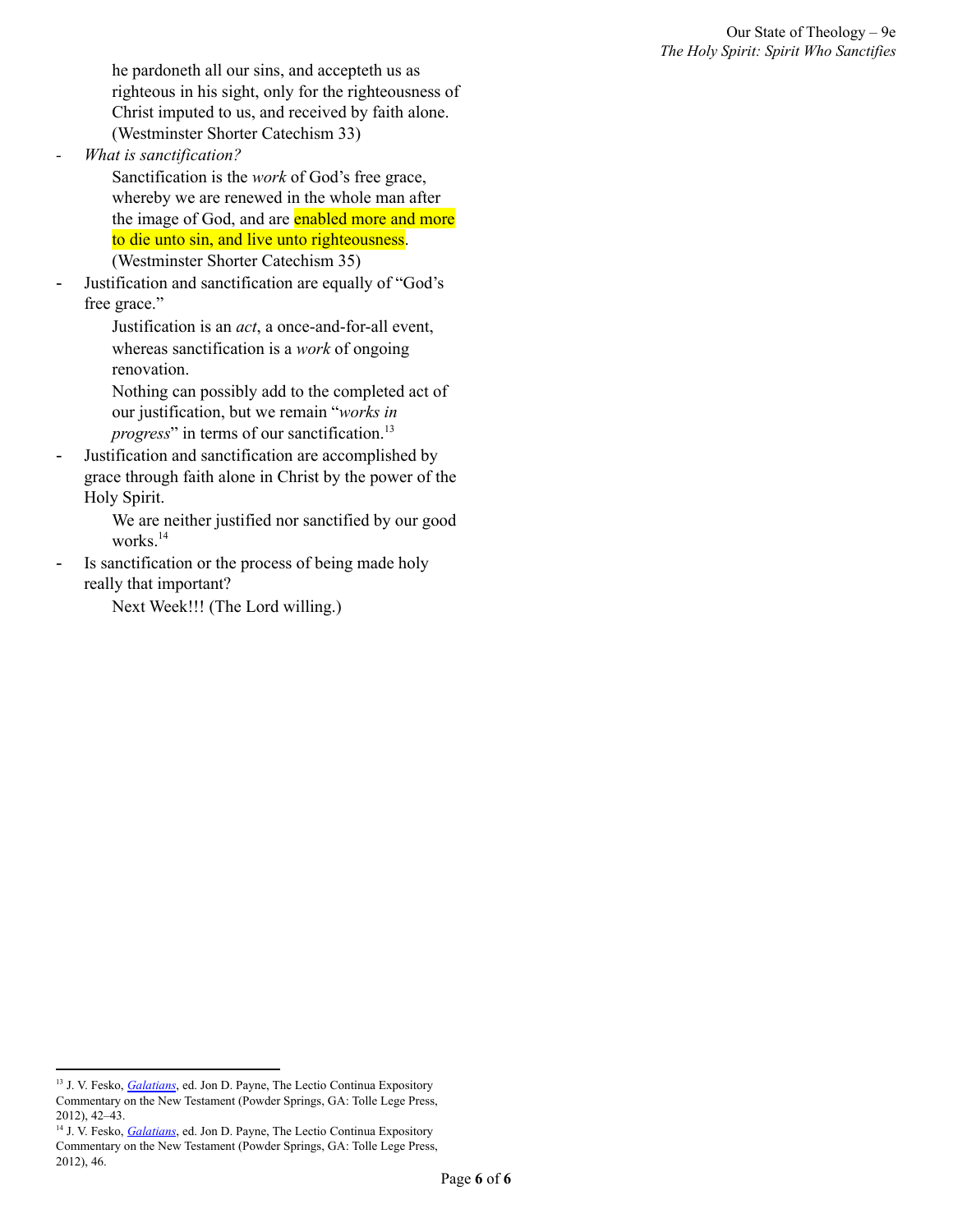he pardoneth all our sins, and accepteth us as righteous in his sight, only for the righteousness of Christ imputed to us, and received by faith alone. (Westminster Shorter Catechism 33)

- *What is sanctification?*

  Sanctification is the *work* of God's free grace, whereby we are renewed in the whole man after the image of God, and are enabled more and more to die unto sin, and live unto righteousness. (Westminster Shorter Catechism 35)

- Justification and sanctification are equally of "God's free grace."

  Justification is an *act*, a once-and-for-all event, whereas sanctification is a *work* of ongoing renovation.

  Nothing can possibly add to the completed act of our justification, but we remain "*works in progress*" in terms of our sanctification.[13]

- Justification and sanctification are accomplished by grace through faith alone in Christ by the power of the Holy Spirit.

  We are neither justified nor sanctified by our good works.[14]

- Is sanctification or the process of being made holy really that important?

  Next Week!!! (The Lord willing.)

---

[13] J. V. Fesko, *Galatians*, ed. Jon D. Payne, The Lectio Continua Expository Commentary on the New Testament (Powder Springs, GA: Tolle Lege Press, 2012), 42–43.

[14] J. V. Fesko, *Galatians*, ed. Jon D. Payne, The Lectio Continua Expository Commentary on the New Testament (Powder Springs, GA: Tolle Lege Press, 2012), 46.